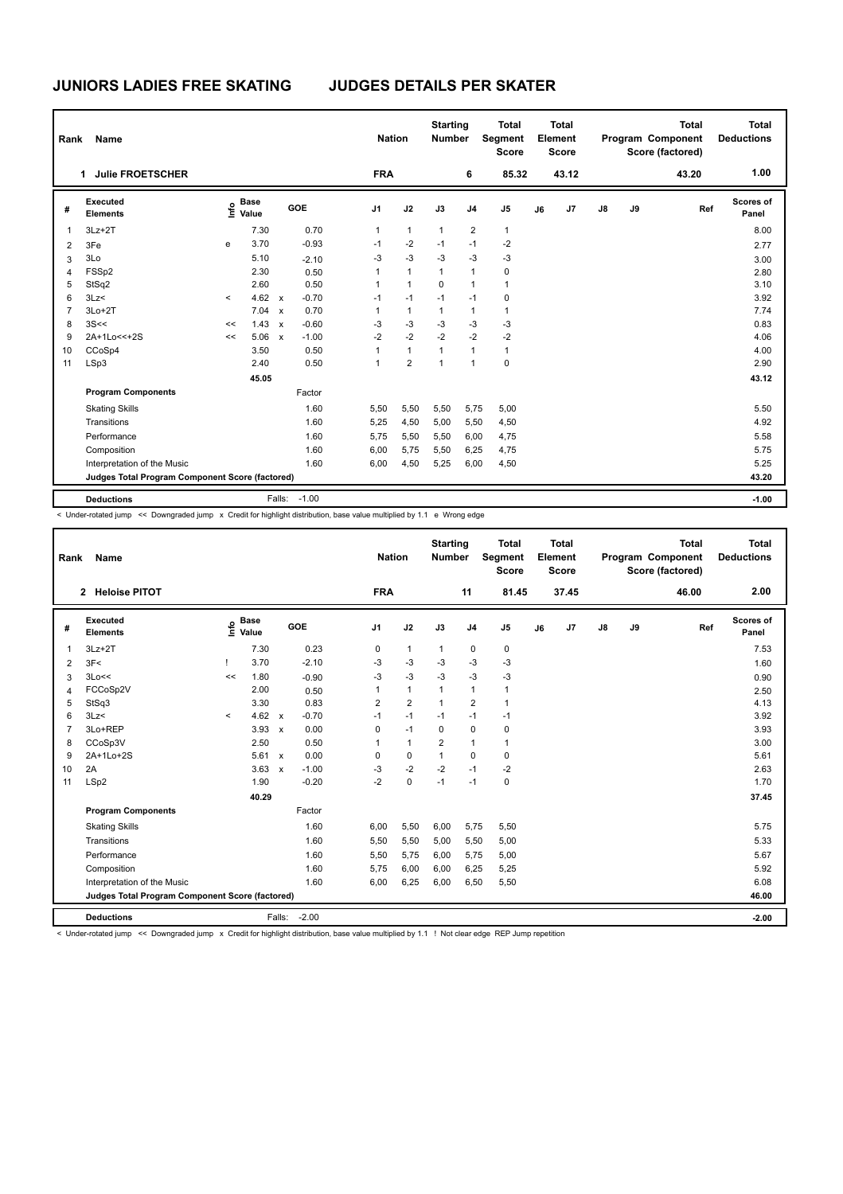# JUNIORS LADIES FREE SKATING

## JUDGES DETAILS PER SKATER

| Rank | Name | Nation | Starting Number | Total Segment Score | Total Element Score | Total Program Component Score (factored) | Total Deductions |
|---|---|---|---|---|---|---|---|
| 1 | Julie FROETSCHER | FRA | 6 | 85.32 | 43.12 | 43.20 | 1.00 |

| # | Executed Elements | Info | Base Value | | GOE | J1 | J2 | J3 | J4 | J5 | J6 | J7 | J8 | J9 | Ref | Scores of Panel |
|---|---|---|---|---|---|---|---|---|---|---|---|---|---|---|---|---|
| 1 | 3Lz+2T | | 7.30 | | 0.70 | 1 | 1 | 1 | 2 | 1 | | | | | | 8.00 |
| 2 | 3Fe | e | 3.70 | | -0.93 | -1 | -2 | -1 | -1 | -2 | | | | | | 2.77 |
| 3 | 3Lo | | 5.10 | | -2.10 | -3 | -3 | -3 | -3 | -3 | | | | | | 3.00 |
| 4 | FSSp2 | | 2.30 | | 0.50 | 1 | 1 | 1 | 1 | 0 | | | | | | 2.80 |
| 5 | StSq2 | | 2.60 | | 0.50 | 1 | 1 | 0 | 1 | 1 | | | | | | 3.10 |
| 6 | 3Lz< | < | 4.62 | x | -0.70 | -1 | -1 | -1 | -1 | 0 | | | | | | 3.92 |
| 7 | 3Lo+2T | | 7.04 | x | 0.70 | 1 | 1 | 1 | 1 | 1 | | | | | | 7.74 |
| 8 | 3S<< | << | 1.43 | x | -0.60 | -3 | -3 | -3 | -3 | -3 | | | | | | 0.83 |
| 9 | 2A+1Lo<<+2S | << | 5.06 | x | -1.00 | -2 | -2 | -2 | -2 | -2 | | | | | | 4.06 |
| 10 | CCoSp4 | | 3.50 | | 0.50 | 1 | 1 | 1 | 1 | 1 | | | | | | 4.00 |
| 11 | LSp3 | | 2.40 | | 0.50 | 1 | 2 | 1 | 1 | 0 | | | | | | 2.90 |
| | | | 45.05 | | | | | | | | | | | | | 43.12 |
| | **Program Components** | | | | Factor | | | | | | | | | | | |
| | Skating Skills | | | | 1.60 | 5,50 | 5,50 | 5,50 | 5,75 | 5,00 | | | | | | 5.50 |
| | Transitions | | | | 1.60 | 5,25 | 4,50 | 5,00 | 5,50 | 4,50 | | | | | | 4.92 |
| | Performance | | | | 1.60 | 5,75 | 5,50 | 5,50 | 6,00 | 4,75 | | | | | | 5.58 |
| | Composition | | | | 1.60 | 6,00 | 5,75 | 5,50 | 6,25 | 4,75 | | | | | | 5.75 |
| | Interpretation of the Music | | | | 1.60 | 6,00 | 4,50 | 5,25 | 6,00 | 4,50 | | | | | | 5.25 |
| | **Judges Total Program Component Score (factored)** | | | | | | | | | | | | | | | 43.20 |
| | **Deductions** | | Falls: | | -1.00 | | | | | | | | | | | -1.00 |

< Under-rotated jump << Downgraded jump x Credit for highlight distribution, base value multiplied by 1.1 e Wrong edge

| Rank | Name | Nation | Starting Number | Total Segment Score | Total Element Score | Total Program Component Score (factored) | Total Deductions |
|---|---|---|---|---|---|---|---|
| 2 | Heloise PITOT | FRA | 11 | 81.45 | 37.45 | 46.00 | 2.00 |

| # | Executed Elements | Info | Base Value | | GOE | J1 | J2 | J3 | J4 | J5 | J6 | J7 | J8 | J9 | Ref | Scores of Panel |
|---|---|---|---|---|---|---|---|---|---|---|---|---|---|---|---|---|
| 1 | 3Lz+2T | | 7.30 | | 0.23 | 0 | 1 | 1 | 0 | 0 | | | | | | 7.53 |
| 2 | 3F< | ! | 3.70 | | -2.10 | -3 | -3 | -3 | -3 | -3 | | | | | | 1.60 |
| 3 | 3Lo<< | << | 1.80 | | -0.90 | -3 | -3 | -3 | -3 | -3 | | | | | | 0.90 |
| 4 | FCCoSp2V | | 2.00 | | 0.50 | 1 | 1 | 1 | 1 | 1 | | | | | | 2.50 |
| 5 | StSq3 | | 3.30 | | 0.83 | 2 | 2 | 1 | 2 | 1 | | | | | | 4.13 |
| 6 | 3Lz< | < | 4.62 | x | -0.70 | -1 | -1 | -1 | -1 | -1 | | | | | | 3.92 |
| 7 | 3Lo+REP | | 3.93 | x | 0.00 | 0 | -1 | 0 | 0 | 0 | | | | | | 3.93 |
| 8 | CCoSp3V | | 2.50 | | 0.50 | 1 | 1 | 2 | 1 | 1 | | | | | | 3.00 |
| 9 | 2A+1Lo+2S | | 5.61 | x | 0.00 | 0 | 0 | 1 | 0 | 0 | | | | | | 5.61 |
| 10 | 2A | | 3.63 | x | -1.00 | -3 | -2 | -2 | -1 | -2 | | | | | | 2.63 |
| 11 | LSp2 | | 1.90 | | -0.20 | -2 | 0 | -1 | -1 | 0 | | | | | | 1.70 |
| | | | 40.29 | | | | | | | | | | | | | 37.45 |
| | **Program Components** | | | | Factor | | | | | | | | | | | |
| | Skating Skills | | | | 1.60 | 6,00 | 5,50 | 6,00 | 5,75 | 5,50 | | | | | | 5.75 |
| | Transitions | | | | 1.60 | 5,50 | 5,50 | 5,00 | 5,50 | 5,00 | | | | | | 5.33 |
| | Performance | | | | 1.60 | 5,50 | 5,75 | 6,00 | 5,75 | 5,00 | | | | | | 5.67 |
| | Composition | | | | 1.60 | 5,75 | 6,00 | 6,00 | 6,25 | 5,25 | | | | | | 5.92 |
| | Interpretation of the Music | | | | 1.60 | 6,00 | 6,25 | 6,00 | 6,50 | 5,50 | | | | | | 6.08 |
| | **Judges Total Program Component Score (factored)** | | | | | | | | | | | | | | | 46.00 |
| | **Deductions** | | Falls: | | -2.00 | | | | | | | | | | | -2.00 |

< Under-rotated jump << Downgraded jump x Credit for highlight distribution, base value multiplied by 1.1 ! Not clear edge REP Jump repetition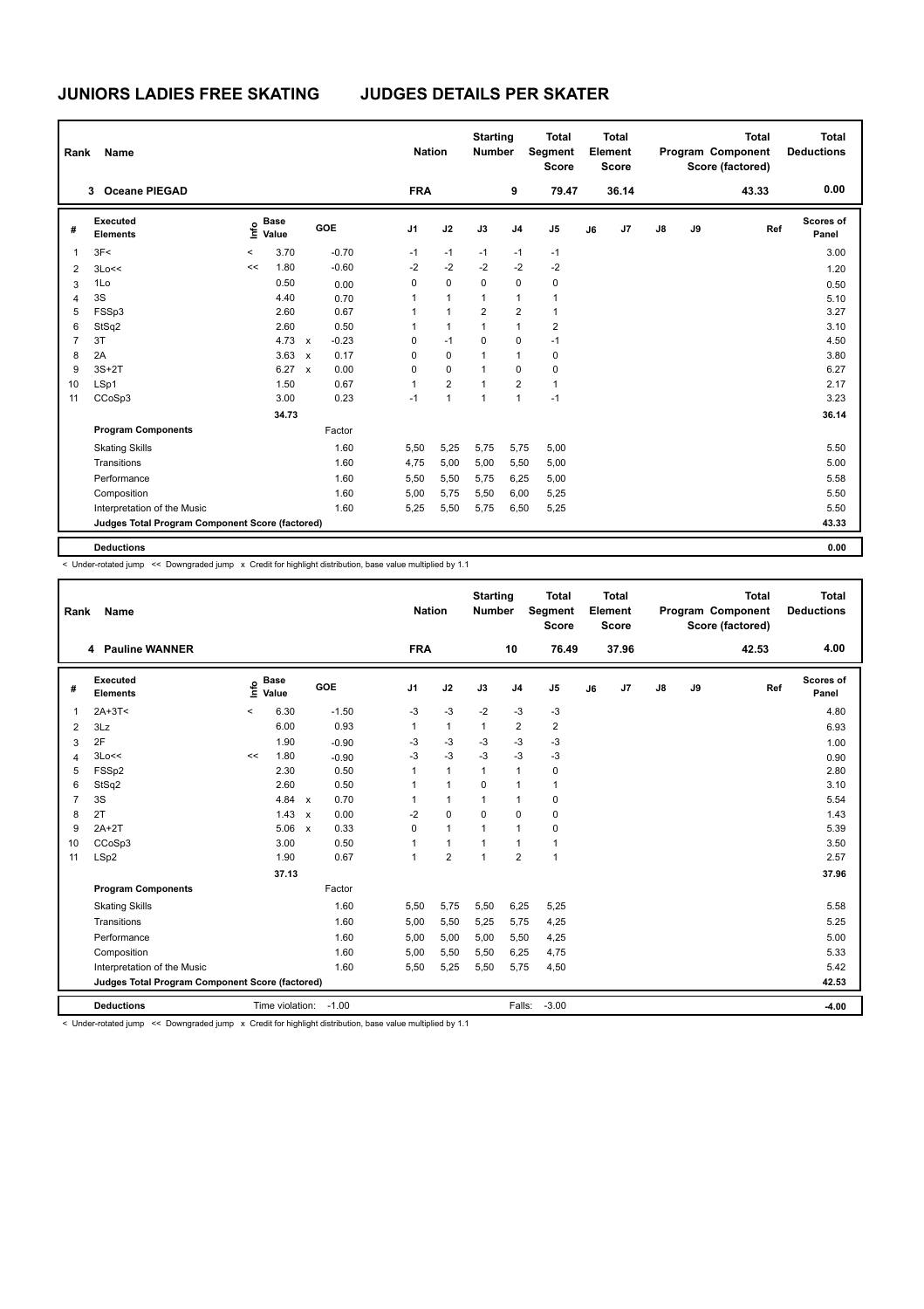# JUNIORS LADIES FREE SKATING JUDGES DETAILS PER SKATER

| Rank | Name | Nation | Starting Number | Total Segment Score | Total Element Score | Total Program Component Score (factored) | Total Deductions |
|---|---|---|---|---|---|---|---|
| 3 | Oceane PIEGAD | FRA | 9 | 79.47 | 36.14 | 43.33 | 0.00 |

| # | Executed Elements | Info | Base Value | | GOE | J1 | J2 | J3 | J4 | J5 | J6 | J7 | J8 | J9 | Ref | Scores of Panel |
|---|---|---|---|---|---|---|---|---|---|---|---|---|---|---|---|---|
| 1 | 3F< | < | 3.70 | | -0.70 | -1 | -1 | -1 | -1 | -1 | | | | | | 3.00 |
| 2 | 3Lo<< | << | 1.80 | | -0.60 | -2 | -2 | -2 | -2 | -2 | | | | | | 1.20 |
| 3 | 1Lo | | 0.50 | | 0.00 | 0 | 0 | 0 | 0 | 0 | | | | | | 0.50 |
| 4 | 3S | | 4.40 | | 0.70 | 1 | 1 | 1 | 1 | 1 | | | | | | 5.10 |
| 5 | FSSp3 | | 2.60 | | 0.67 | 1 | 1 | 2 | 2 | 1 | | | | | | 3.27 |
| 6 | StSq2 | | 2.60 | | 0.50 | 1 | 1 | 1 | 1 | 2 | | | | | | 3.10 |
| 7 | 3T | | 4.73 | x | -0.23 | 0 | -1 | 0 | 0 | -1 | | | | | | 4.50 |
| 8 | 2A | | 3.63 | x | 0.17 | 0 | 0 | 1 | 1 | 0 | | | | | | 3.80 |
| 9 | 3S+2T | | 6.27 | x | 0.00 | 0 | 0 | 1 | 0 | 0 | | | | | | 6.27 |
| 10 | LSp1 | | 1.50 | | 0.67 | 1 | 2 | 1 | 2 | 1 | | | | | | 2.17 |
| 11 | CCoSp3 | | 3.00 | | 0.23 | -1 | 1 | 1 | 1 | -1 | | | | | | 3.23 |
| | | | 34.73 | | | | | | | | | | | | | 36.14 |
| | **Program Components** | | | | Factor | | | | | | | | | | | |
| | Skating Skills | | | | 1.60 | 5,50 | 5,25 | 5,75 | 5,75 | 5,00 | | | | | | 5.50 |
| | Transitions | | | | 1.60 | 4,75 | 5,00 | 5,00 | 5,50 | 5,00 | | | | | | 5.00 |
| | Performance | | | | 1.60 | 5,50 | 5,50 | 5,75 | 6,25 | 5,00 | | | | | | 5.58 |
| | Composition | | | | 1.60 | 5,00 | 5,75 | 5,50 | 6,00 | 5,25 | | | | | | 5.50 |
| | Interpretation of the Music | | | | 1.60 | 5,25 | 5,50 | 5,75 | 6,50 | 5,25 | | | | | | 5.50 |
| | **Judges Total Program Component Score (factored)** | | | | | | | | | | | | | | | 43.33 |
| | **Deductions** | | | | | | | | | | | | | | | 0.00 |

< Under-rotated jump << Downgraded jump x Credit for highlight distribution, base value multiplied by 1.1

| Rank | Name | Nation | Starting Number | Total Segment Score | Total Element Score | Total Program Component Score (factored) | Total Deductions |
|---|---|---|---|---|---|---|---|
| 4 | Pauline WANNER | FRA | 10 | 76.49 | 37.96 | 42.53 | 4.00 |

| # | Executed Elements | Info | Base Value | | GOE | J1 | J2 | J3 | J4 | J5 | J6 | J7 | J8 | J9 | Ref | Scores of Panel |
|---|---|---|---|---|---|---|---|---|---|---|---|---|---|---|---|---|
| 1 | 2A+3T< | < | 6.30 | | -1.50 | -3 | -3 | -2 | -3 | -3 | | | | | | 4.80 |
| 2 | 3Lz | | 6.00 | | 0.93 | 1 | 1 | 1 | 2 | 2 | | | | | | 6.93 |
| 3 | 2F | | 1.90 | | -0.90 | -3 | -3 | -3 | -3 | -3 | | | | | | 1.00 |
| 4 | 3Lo<< | << | 1.80 | | -0.90 | -3 | -3 | -3 | -3 | -3 | | | | | | 0.90 |
| 5 | FSSp2 | | 2.30 | | 0.50 | 1 | 1 | 1 | 1 | 0 | | | | | | 2.80 |
| 6 | StSq2 | | 2.60 | | 0.50 | 1 | 1 | 0 | 1 | 1 | | | | | | 3.10 |
| 7 | 3S | | 4.84 | x | 0.70 | 1 | 1 | 1 | 1 | 0 | | | | | | 5.54 |
| 8 | 2T | | 1.43 | x | 0.00 | -2 | 0 | 0 | 0 | 0 | | | | | | 1.43 |
| 9 | 2A+2T | | 5.06 | x | 0.33 | 0 | 1 | 1 | 1 | 0 | | | | | | 5.39 |
| 10 | CCoSp3 | | 3.00 | | 0.50 | 1 | 1 | 1 | 1 | 1 | | | | | | 3.50 |
| 11 | LSp2 | | 1.90 | | 0.67 | 1 | 2 | 1 | 2 | 1 | | | | | | 2.57 |
| | | | 37.13 | | | | | | | | | | | | | 37.96 |
| | **Program Components** | | | | Factor | | | | | | | | | | | |
| | Skating Skills | | | | 1.60 | 5,50 | 5,75 | 5,50 | 6,25 | 5,25 | | | | | | 5.58 |
| | Transitions | | | | 1.60 | 5,00 | 5,50 | 5,25 | 5,75 | 4,25 | | | | | | 5.25 |
| | Performance | | | | 1.60 | 5,00 | 5,00 | 5,00 | 5,50 | 4,25 | | | | | | 5.00 |
| | Composition | | | | 1.60 | 5,00 | 5,50 | 5,50 | 6,25 | 4,75 | | | | | | 5.33 |
| | Interpretation of the Music | | | | 1.60 | 5,50 | 5,25 | 5,50 | 5,75 | 4,50 | | | | | | 5.42 |
| | **Judges Total Program Component Score (factored)** | | | | | | | | | | | | | | | 42.53 |
| | **Deductions** | | Time violation: | | -1.00 | | | | Falls: | -3.00 | | | | | | -4.00 |

< Under-rotated jump << Downgraded jump x Credit for highlight distribution, base value multiplied by 1.1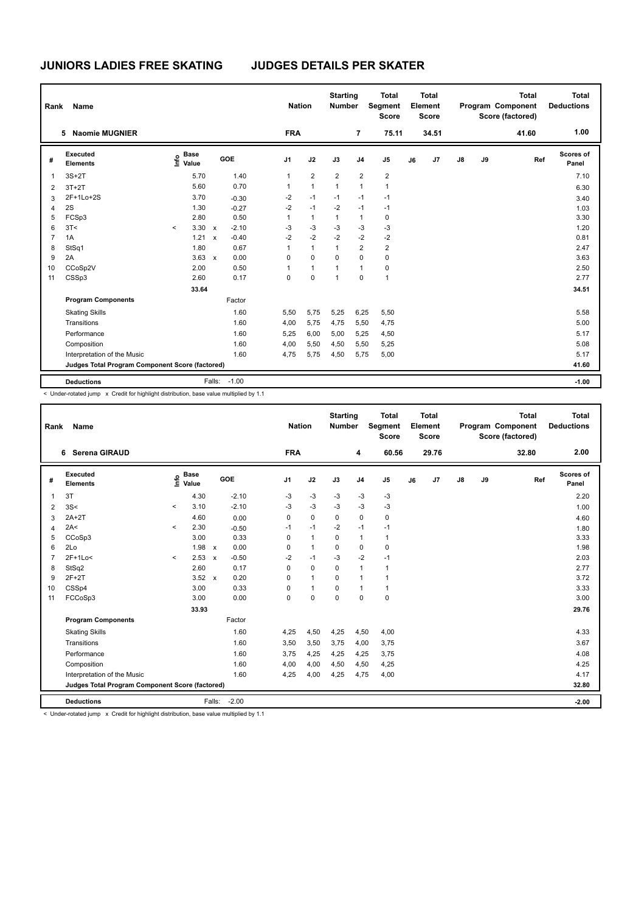# JUNIORS LADIES FREE SKATING JUDGES DETAILS PER SKATER

| Rank | Name | Nation | Starting Number | Total Segment Score | Total Element Score | Total Program Component Score (factored) | Total Deductions |
|---|---|---|---|---|---|---|---|
| 5 | Naomie MUGNIER | FRA | 7 | 75.11 | 34.51 | 41.60 | 1.00 |

| # | Executed Elements | Info | Base Value | | GOE | J1 | J2 | J3 | J4 | J5 | J6 | J7 | J8 | J9 | Ref | Scores of Panel |
|---|---|---|---|---|---|---|---|---|---|---|---|---|---|---|---|---|
| 1 | 3S+2T | | 5.70 | | 1.40 | 1 | 2 | 2 | 2 | 2 | | | | | | 7.10 |
| 2 | 3T+2T | | 5.60 | | 0.70 | 1 | 1 | 1 | 1 | 1 | | | | | | 6.30 |
| 3 | 2F+1Lo+2S | | 3.70 | | -0.30 | -2 | -1 | -1 | -1 | -1 | | | | | | 3.40 |
| 4 | 2S | | 1.30 | | -0.27 | -2 | -1 | -2 | -1 | -1 | | | | | | 1.03 |
| 5 | FCSp3 | | 2.80 | | 0.50 | 1 | 1 | 1 | 1 | 0 | | | | | | 3.30 |
| 6 | 3T< | < | 3.30 | x | -2.10 | -3 | -3 | -3 | -3 | -3 | | | | | | 1.20 |
| 7 | 1A | | 1.21 | x | -0.40 | -2 | -2 | -2 | -2 | -2 | | | | | | 0.81 |
| 8 | StSq1 | | 1.80 | | 0.67 | 1 | 1 | 1 | 2 | 2 | | | | | | 2.47 |
| 9 | 2A | | 3.63 | x | 0.00 | 0 | 0 | 0 | 0 | 0 | | | | | | 3.63 |
| 10 | CCoSp2V | | 2.00 | | 0.50 | 1 | 1 | 1 | 1 | 0 | | | | | | 2.50 |
| 11 | CSSp3 | | 2.60 | | 0.17 | 0 | 0 | 1 | 0 | 1 | | | | | | 2.77 |
| | | | 33.64 | | | | | | | | | | | | | 34.51 |
| | **Program Components** | | | | Factor | | | | | | | | | | | |
| | Skating Skills | | | | 1.60 | 5,50 | 5,75 | 5,25 | 6,25 | 5,50 | | | | | | 5.58 |
| | Transitions | | | | 1.60 | 4,00 | 5,75 | 4,75 | 5,50 | 4,75 | | | | | | 5.00 |
| | Performance | | | | 1.60 | 5,25 | 6,00 | 5,00 | 5,25 | 4,50 | | | | | | 5.17 |
| | Composition | | | | 1.60 | 4,00 | 5,50 | 4,50 | 5,50 | 5,25 | | | | | | 5.08 |
| | Interpretation of the Music | | | | 1.60 | 4,75 | 5,75 | 4,50 | 5,75 | 5,00 | | | | | | 5.17 |
| | **Judges Total Program Component Score (factored)** | | | | | | | | | | | | | | | 41.60 |
| | **Deductions** | | | Falls: | -1.00 | | | | | | | | | | | -1.00 |

< Under-rotated jump x Credit for highlight distribution, base value multiplied by 1.1

| Rank | Name | Nation | Starting Number | Total Segment Score | Total Element Score | Total Program Component Score (factored) | Total Deductions |
|---|---|---|---|---|---|---|---|
| 6 | Serena GIRAUD | FRA | 4 | 60.56 | 29.76 | 32.80 | 2.00 |

| # | Executed Elements | Info | Base Value | | GOE | J1 | J2 | J3 | J4 | J5 | J6 | J7 | J8 | J9 | Ref | Scores of Panel |
|---|---|---|---|---|---|---|---|---|---|---|---|---|---|---|---|---|
| 1 | 3T | | 4.30 | | -2.10 | -3 | -3 | -3 | -3 | -3 | | | | | | 2.20 |
| 2 | 3S< | < | 3.10 | | -2.10 | -3 | -3 | -3 | -3 | -3 | | | | | | 1.00 |
| 3 | 2A+2T | | 4.60 | | 0.00 | 0 | 0 | 0 | 0 | 0 | | | | | | 4.60 |
| 4 | 2A< | < | 2.30 | | -0.50 | -1 | -1 | -2 | -1 | -1 | | | | | | 1.80 |
| 5 | CCoSp3 | | 3.00 | | 0.33 | 0 | 1 | 0 | 1 | 1 | | | | | | 3.33 |
| 6 | 2Lo | | 1.98 | x | 0.00 | 0 | 1 | 0 | 0 | 0 | | | | | | 1.98 |
| 7 | 2F+1Lo< | < | 2.53 | x | -0.50 | -2 | -1 | -3 | -2 | -1 | | | | | | 2.03 |
| 8 | StSq2 | | 2.60 | | 0.17 | 0 | 0 | 0 | 1 | 1 | | | | | | 2.77 |
| 9 | 2F+2T | | 3.52 | x | 0.20 | 0 | 1 | 0 | 1 | 1 | | | | | | 3.72 |
| 10 | CSSp4 | | 3.00 | | 0.33 | 0 | 1 | 0 | 1 | 1 | | | | | | 3.33 |
| 11 | FCCoSp3 | | 3.00 | | 0.00 | 0 | 0 | 0 | 0 | 0 | | | | | | 3.00 |
| | | | 33.93 | | | | | | | | | | | | | 29.76 |
| | **Program Components** | | | | Factor | | | | | | | | | | | |
| | Skating Skills | | | | 1.60 | 4,25 | 4,50 | 4,25 | 4,50 | 4,00 | | | | | | 4.33 |
| | Transitions | | | | 1.60 | 3,50 | 3,50 | 3,75 | 4,00 | 3,75 | | | | | | 3.67 |
| | Performance | | | | 1.60 | 3,75 | 4,25 | 4,25 | 4,25 | 3,75 | | | | | | 4.08 |
| | Composition | | | | 1.60 | 4,00 | 4,00 | 4,50 | 4,50 | 4,25 | | | | | | 4.25 |
| | Interpretation of the Music | | | | 1.60 | 4,25 | 4,00 | 4,25 | 4,75 | 4,00 | | | | | | 4.17 |
| | **Judges Total Program Component Score (factored)** | | | | | | | | | | | | | | | 32.80 |
| | **Deductions** | | | Falls: | -2.00 | | | | | | | | | | | -2.00 |

< Under-rotated jump x Credit for highlight distribution, base value multiplied by 1.1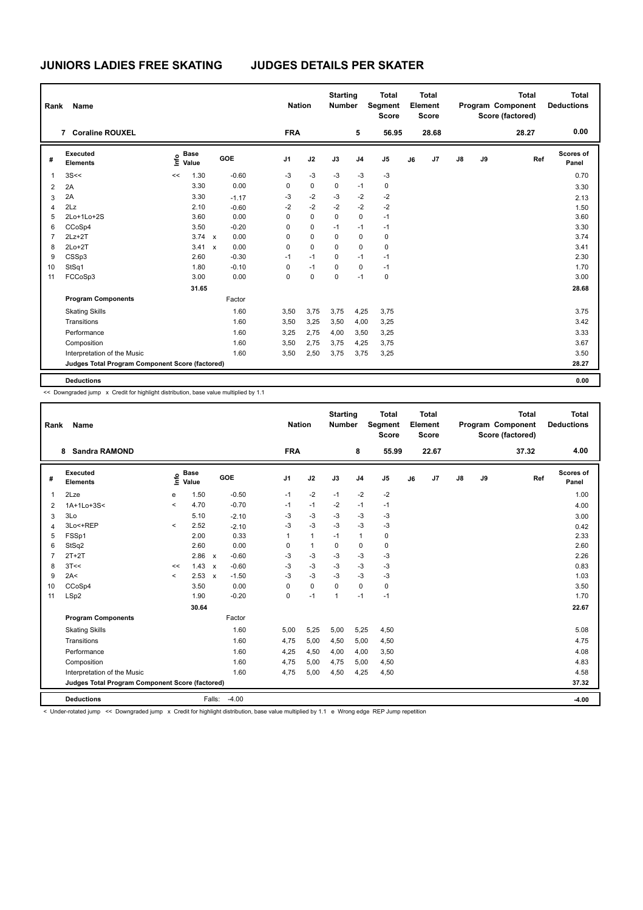# JUNIORS LADIES FREE SKATING — JUDGES DETAILS PER SKATER

| Rank | Name | Nation | Starting Number | Total Segment Score | Total Element Score | Total Program Component Score (factored) | Total Deductions |
|---|---|---|---|---|---|---|---|
| 7 | Coraline ROUXEL | FRA | 5 | 56.95 | 28.68 | 28.27 | 0.00 |

| # | Executed Elements | Info | Base Value | | GOE | J1 | J2 | J3 | J4 | J5 | J6 | J7 | J8 | J9 | Ref | Scores of Panel |
|---|---|---|---|---|---|---|---|---|---|---|---|---|---|---|---|---|
| 1 | 3S<< | << | 1.30 | | -0.60 | -3 | -3 | -3 | -3 | -3 | | | | | | 0.70 |
| 2 | 2A | | 3.30 | | 0.00 | 0 | 0 | 0 | -1 | 0 | | | | | | 3.30 |
| 3 | 2A | | 3.30 | | -1.17 | -3 | -2 | -3 | -2 | -2 | | | | | | 2.13 |
| 4 | 2Lz | | 2.10 | | -0.60 | -2 | -2 | -2 | -2 | -2 | | | | | | 1.50 |
| 5 | 2Lo+1Lo+2S | | 3.60 | | 0.00 | 0 | 0 | 0 | 0 | -1 | | | | | | 3.60 |
| 6 | CCoSp4 | | 3.50 | | -0.20 | 0 | 0 | -1 | -1 | -1 | | | | | | 3.30 |
| 7 | 2Lz+2T | | 3.74 | x | 0.00 | 0 | 0 | 0 | 0 | 0 | | | | | | 3.74 |
| 8 | 2Lo+2T | | 3.41 | x | 0.00 | 0 | 0 | 0 | 0 | 0 | | | | | | 3.41 |
| 9 | CSSp3 | | 2.60 | | -0.30 | -1 | -1 | 0 | -1 | -1 | | | | | | 2.30 |
| 10 | StSq1 | | 1.80 | | -0.10 | 0 | -1 | 0 | 0 | -1 | | | | | | 1.70 |
| 11 | FCCoSp3 | | 3.00 | | 0.00 | 0 | 0 | 0 | -1 | 0 | | | | | | 3.00 |
| | | | 31.65 | | | | | | | | | | | | | 28.68 |
| | **Program Components** | | | | Factor | | | | | | | | | | | |
| | Skating Skills | | | | 1.60 | 3,50 | 3,75 | 3,75 | 4,25 | 3,75 | | | | | | 3.75 |
| | Transitions | | | | 1.60 | 3,50 | 3,25 | 3,50 | 4,00 | 3,25 | | | | | | 3.42 |
| | Performance | | | | 1.60 | 3,25 | 2,75 | 4,00 | 3,50 | 3,25 | | | | | | 3.33 |
| | Composition | | | | 1.60 | 3,50 | 2,75 | 3,75 | 4,25 | 3,75 | | | | | | 3.67 |
| | Interpretation of the Music | | | | 1.60 | 3,50 | 2,50 | 3,75 | 3,75 | 3,25 | | | | | | 3.50 |
| | **Judges Total Program Component Score (factored)** | | | | | | | | | | | | | | | 28.27 |
| | **Deductions** | | | | | | | | | | | | | | | 0.00 |

<< Downgraded jump x Credit for highlight distribution, base value multiplied by 1.1

| Rank | Name | Nation | Starting Number | Total Segment Score | Total Element Score | Total Program Component Score (factored) | Total Deductions |
|---|---|---|---|---|---|---|---|
| 8 | Sandra RAMOND | FRA | 8 | 55.99 | 22.67 | 37.32 | 4.00 |

| # | Executed Elements | Info | Base Value | | GOE | J1 | J2 | J3 | J4 | J5 | J6 | J7 | J8 | J9 | Ref | Scores of Panel |
|---|---|---|---|---|---|---|---|---|---|---|---|---|---|---|---|---|
| 1 | 2Lze | e | 1.50 | | -0.50 | -1 | -2 | -1 | -2 | -2 | | | | | | 1.00 |
| 2 | 1A+1Lo+3S< | < | 4.70 | | -0.70 | -1 | -1 | -2 | -1 | -1 | | | | | | 4.00 |
| 3 | 3Lo | | 5.10 | | -2.10 | -3 | -3 | -3 | -3 | -3 | | | | | | 3.00 |
| 4 | 3Lo<+REP | < | 2.52 | | -2.10 | -3 | -3 | -3 | -3 | -3 | | | | | | 0.42 |
| 5 | FSSp1 | | 2.00 | | 0.33 | 1 | 1 | -1 | 1 | 0 | | | | | | 2.33 |
| 6 | StSq2 | | 2.60 | | 0.00 | 0 | 1 | 0 | 0 | 0 | | | | | | 2.60 |
| 7 | 2T+2T | | 2.86 | x | -0.60 | -3 | -3 | -3 | -3 | -3 | | | | | | 2.26 |
| 8 | 3T<< | << | 1.43 | x | -0.60 | -3 | -3 | -3 | -3 | -3 | | | | | | 0.83 |
| 9 | 2A< | < | 2.53 | x | -1.50 | -3 | -3 | -3 | -3 | -3 | | | | | | 1.03 |
| 10 | CCoSp4 | | 3.50 | | 0.00 | 0 | 0 | 0 | 0 | 0 | | | | | | 3.50 |
| 11 | LSp2 | | 1.90 | | -0.20 | 0 | -1 | 1 | -1 | -1 | | | | | | 1.70 |
| | | | 30.64 | | | | | | | | | | | | | 22.67 |
| | **Program Components** | | | | Factor | | | | | | | | | | | |
| | Skating Skills | | | | 1.60 | 5,00 | 5,25 | 5,00 | 5,25 | 4,50 | | | | | | 5.08 |
| | Transitions | | | | 1.60 | 4,75 | 5,00 | 4,50 | 5,00 | 4,50 | | | | | | 4.75 |
| | Performance | | | | 1.60 | 4,25 | 4,50 | 4,00 | 4,00 | 3,50 | | | | | | 4.08 |
| | Composition | | | | 1.60 | 4,75 | 5,00 | 4,75 | 5,00 | 4,50 | | | | | | 4.83 |
| | Interpretation of the Music | | | | 1.60 | 4,75 | 5,00 | 4,50 | 4,25 | 4,50 | | | | | | 4.58 |
| | **Judges Total Program Component Score (factored)** | | | | | | | | | | | | | | | 37.32 |
| | **Deductions** | | | Falls: | -4.00 | | | | | | | | | | | -4.00 |

< Under-rotated jump << Downgraded jump x Credit for highlight distribution, base value multiplied by 1.1 e Wrong edge REP Jump repetition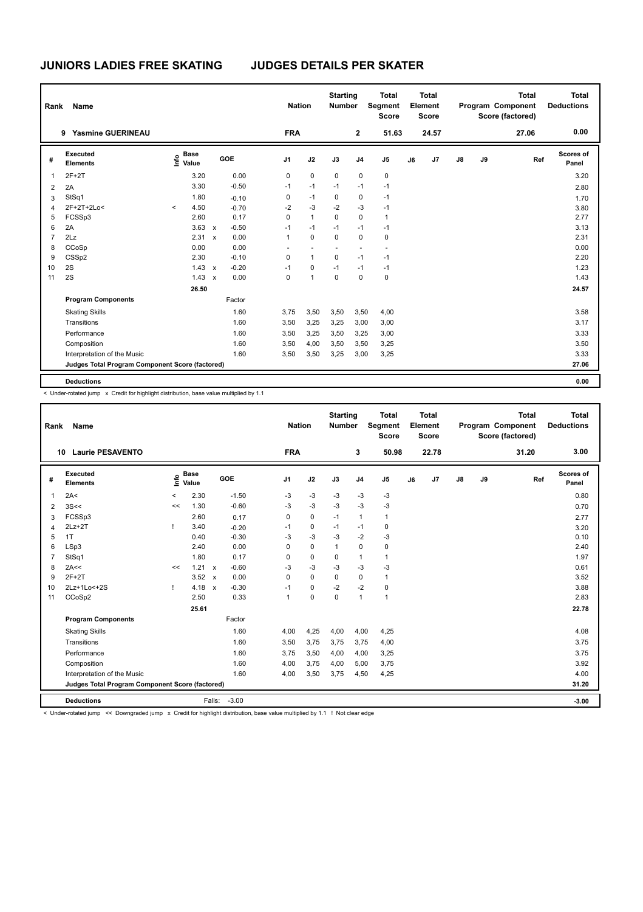# JUNIORS LADIES FREE SKATING JUDGES DETAILS PER SKATER

| Rank | Name | Nation | Starting Number | Total Segment Score | Total Element Score | Total Program Component Score (factored) | Total Deductions |
|---|---|---|---|---|---|---|---|
| 9 | Yasmine GUERINEAU | FRA | 2 | 51.63 | 24.57 | 27.06 | 0.00 |

| # | Executed Elements | Info | Base Value | | GOE | J1 | J2 | J3 | J4 | J5 | J6 | J7 | J8 | J9 | Ref | Scores of Panel |
|---|---|---|---|---|---|---|---|---|---|---|---|---|---|---|---|---|
| 1 | 2F+2T | | 3.20 | | 0.00 | 0 | 0 | 0 | 0 | 0 | | | | | | 3.20 |
| 2 | 2A | | 3.30 | | -0.50 | -1 | -1 | -1 | -1 | -1 | | | | | | 2.80 |
| 3 | StSq1 | | 1.80 | | -0.10 | 0 | -1 | 0 | 0 | -1 | | | | | | 1.70 |
| 4 | 2F+2T+2Lo< | < | 4.50 | | -0.70 | -2 | -3 | -2 | -3 | -1 | | | | | | 3.80 |
| 5 | FCSSp3 | | 2.60 | | 0.17 | 0 | 1 | 0 | 0 | 1 | | | | | | 2.77 |
| 6 | 2A | | 3.63 | x | -0.50 | -1 | -1 | -1 | -1 | -1 | | | | | | 3.13 |
| 7 | 2Lz | | 2.31 | x | 0.00 | 1 | 0 | 0 | 0 | 0 | | | | | | 2.31 |
| 8 | CCoSp | | 0.00 | | 0.00 | - | - | - | - | - | | | | | | 0.00 |
| 9 | CSSp2 | | 2.30 | | -0.10 | 0 | 1 | 0 | -1 | -1 | | | | | | 2.20 |
| 10 | 2S | | 1.43 | x | -0.20 | -1 | 0 | -1 | -1 | -1 | | | | | | 1.23 |
| 11 | 2S | | 1.43 | x | 0.00 | 0 | 1 | 0 | 0 | 0 | | | | | | 1.43 |
| | | | 26.50 | | | | | | | | | | | | | 24.57 |
| | **Program Components** | | | | Factor | | | | | | | | | | | |
| | Skating Skills | | | | 1.60 | 3,75 | 3,50 | 3,50 | 3,50 | 4,00 | | | | | | 3.58 |
| | Transitions | | | | 1.60 | 3,50 | 3,25 | 3,25 | 3,00 | 3,00 | | | | | | 3.17 |
| | Performance | | | | 1.60 | 3,50 | 3,25 | 3,50 | 3,25 | 3,00 | | | | | | 3.33 |
| | Composition | | | | 1.60 | 3,50 | 4,00 | 3,50 | 3,50 | 3,25 | | | | | | 3.50 |
| | Interpretation of the Music | | | | 1.60 | 3,50 | 3,50 | 3,25 | 3,00 | 3,25 | | | | | | 3.33 |
| | **Judges Total Program Component Score (factored)** | | | | | | | | | | | | | | | 27.06 |
| | **Deductions** | | | | | | | | | | | | | | | 0.00 |

< Under-rotated jump x Credit for highlight distribution, base value multiplied by 1.1

| Rank | Name | Nation | Starting Number | Total Segment Score | Total Element Score | Total Program Component Score (factored) | Total Deductions |
|---|---|---|---|---|---|---|---|
| 10 | Laurie PESAVENTO | FRA | 3 | 50.98 | 22.78 | 31.20 | 3.00 |

| # | Executed Elements | Info | Base Value | | GOE | J1 | J2 | J3 | J4 | J5 | J6 | J7 | J8 | J9 | Ref | Scores of Panel |
|---|---|---|---|---|---|---|---|---|---|---|---|---|---|---|---|---|
| 1 | 2A< | < | 2.30 | | -1.50 | -3 | -3 | -3 | -3 | -3 | | | | | | 0.80 |
| 2 | 3S<< | << | 1.30 | | -0.60 | -3 | -3 | -3 | -3 | -3 | | | | | | 0.70 |
| 3 | FCSSp3 | | 2.60 | | 0.17 | 0 | 0 | -1 | 1 | 1 | | | | | | 2.77 |
| 4 | 2Lz+2T | ! | 3.40 | | -0.20 | -1 | 0 | -1 | -1 | 0 | | | | | | 3.20 |
| 5 | 1T | | 0.40 | | -0.30 | -3 | -3 | -3 | -2 | -3 | | | | | | 0.10 |
| 6 | LSp3 | | 2.40 | | 0.00 | 0 | 0 | 1 | 0 | 0 | | | | | | 2.40 |
| 7 | StSq1 | | 1.80 | | 0.17 | 0 | 0 | 0 | 1 | 1 | | | | | | 1.97 |
| 8 | 2A<< | << | 1.21 | x | -0.60 | -3 | -3 | -3 | -3 | -3 | | | | | | 0.61 |
| 9 | 2F+2T | | 3.52 | x | 0.00 | 0 | 0 | 0 | 0 | 1 | | | | | | 3.52 |
| 10 | 2Lz+1Lo<+2S | ! | 4.18 | x | -0.30 | -1 | 0 | -2 | -2 | 0 | | | | | | 3.88 |
| 11 | CCoSp2 | | 2.50 | | 0.33 | 1 | 0 | 0 | 1 | 1 | | | | | | 2.83 |
| | | | 25.61 | | | | | | | | | | | | | 22.78 |
| | **Program Components** | | | | Factor | | | | | | | | | | | |
| | Skating Skills | | | | 1.60 | 4,00 | 4,25 | 4,00 | 4,00 | 4,25 | | | | | | 4.08 |
| | Transitions | | | | 1.60 | 3,50 | 3,75 | 3,75 | 3,75 | 4,00 | | | | | | 3.75 |
| | Performance | | | | 1.60 | 3,75 | 3,50 | 4,00 | 4,00 | 3,25 | | | | | | 3.75 |
| | Composition | | | | 1.60 | 4,00 | 3,75 | 4,00 | 5,00 | 3,75 | | | | | | 3.92 |
| | Interpretation of the Music | | | | 1.60 | 4,00 | 3,50 | 3,75 | 4,50 | 4,25 | | | | | | 4.00 |
| | **Judges Total Program Component Score (factored)** | | | | | | | | | | | | | | | 31.20 |
| | **Deductions** | | | Falls: | -3.00 | | | | | | | | | | | -3.00 |

< Under-rotated jump << Downgraded jump x Credit for highlight distribution, base value multiplied by 1.1 ! Not clear edge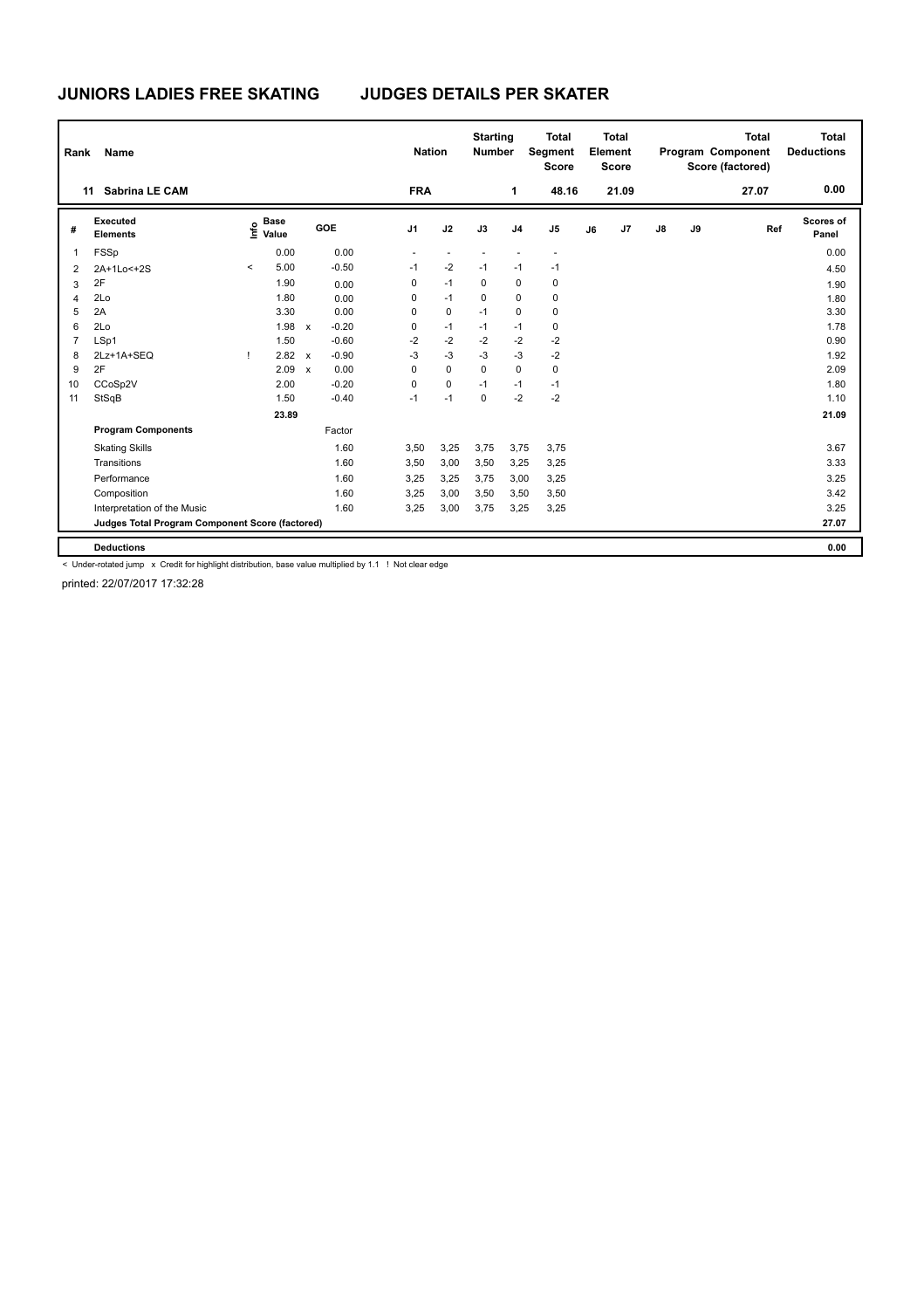# JUNIORS LADIES FREE SKATING JUDGES DETAILS PER SKATER

| Rank | Name | Nation | Starting Number | Total Segment Score | Total Element Score | Total Program Component Score (factored) | Total Deductions |
|---|---|---|---|---|---|---|---|
| 11 | Sabrina LE CAM | FRA | 1 | 48.16 | 21.09 | 27.07 | 0.00 |

| # | Executed Elements | Info | Base Value | | GOE | J1 | J2 | J3 | J4 | J5 | J6 | J7 | J8 | J9 | Ref | Scores of Panel |
|---|---|---|---|---|---|---|---|---|---|---|---|---|---|---|---|---|
| 1 | FSSp | | 0.00 | | 0.00 | - | - | - | - | - | | | | | | 0.00 |
| 2 | 2A+1Lo<+2S | < | 5.00 | | -0.50 | -1 | -2 | -1 | -1 | -1 | | | | | | 4.50 |
| 3 | 2F | | 1.90 | | 0.00 | 0 | -1 | 0 | 0 | 0 | | | | | | 1.90 |
| 4 | 2Lo | | 1.80 | | 0.00 | 0 | -1 | 0 | 0 | 0 | | | | | | 1.80 |
| 5 | 2A | | 3.30 | | 0.00 | 0 | 0 | -1 | 0 | 0 | | | | | | 3.30 |
| 6 | 2Lo | | 1.98 | x | -0.20 | 0 | -1 | -1 | -1 | 0 | | | | | | 1.78 |
| 7 | LSp1 | | 1.50 | | -0.60 | -2 | -2 | -2 | -2 | -2 | | | | | | 0.90 |
| 8 | 2Lz+1A+SEQ | ! | 2.82 | x | -0.90 | -3 | -3 | -3 | -3 | -2 | | | | | | 1.92 |
| 9 | 2F | | 2.09 | x | 0.00 | 0 | 0 | 0 | 0 | 0 | | | | | | 2.09 |
| 10 | CCoSp2V | | 2.00 | | -0.20 | 0 | 0 | -1 | -1 | -1 | | | | | | 1.80 |
| 11 | StSqB | | 1.50 | | -0.40 | -1 | -1 | 0 | -2 | -2 | | | | | | 1.10 |
| | | | 23.89 | | | | | | | | | | | | | 21.09 |
| | **Program Components** | | | | Factor | | | | | | | | | | | |
| | Skating Skills | | | | 1.60 | 3,50 | 3,25 | 3,75 | 3,75 | 3,75 | | | | | | 3.67 |
| | Transitions | | | | 1.60 | 3,50 | 3,00 | 3,50 | 3,25 | 3,25 | | | | | | 3.33 |
| | Performance | | | | 1.60 | 3,25 | 3,25 | 3,75 | 3,00 | 3,25 | | | | | | 3.25 |
| | Composition | | | | 1.60 | 3,25 | 3,00 | 3,50 | 3,50 | 3,50 | | | | | | 3.42 |
| | Interpretation of the Music | | | | 1.60 | 3,25 | 3,00 | 3,75 | 3,25 | 3,25 | | | | | | 3.25 |
| | **Judges Total Program Component Score (factored)** | | | | | | | | | | | | | | | 27.07 |
| | **Deductions** | | | | | | | | | | | | | | | 0.00 |

< Under-rotated jump x Credit for highlight distribution, base value multiplied by 1.1 ! Not clear edge

printed: 22/07/2017 17:32:28